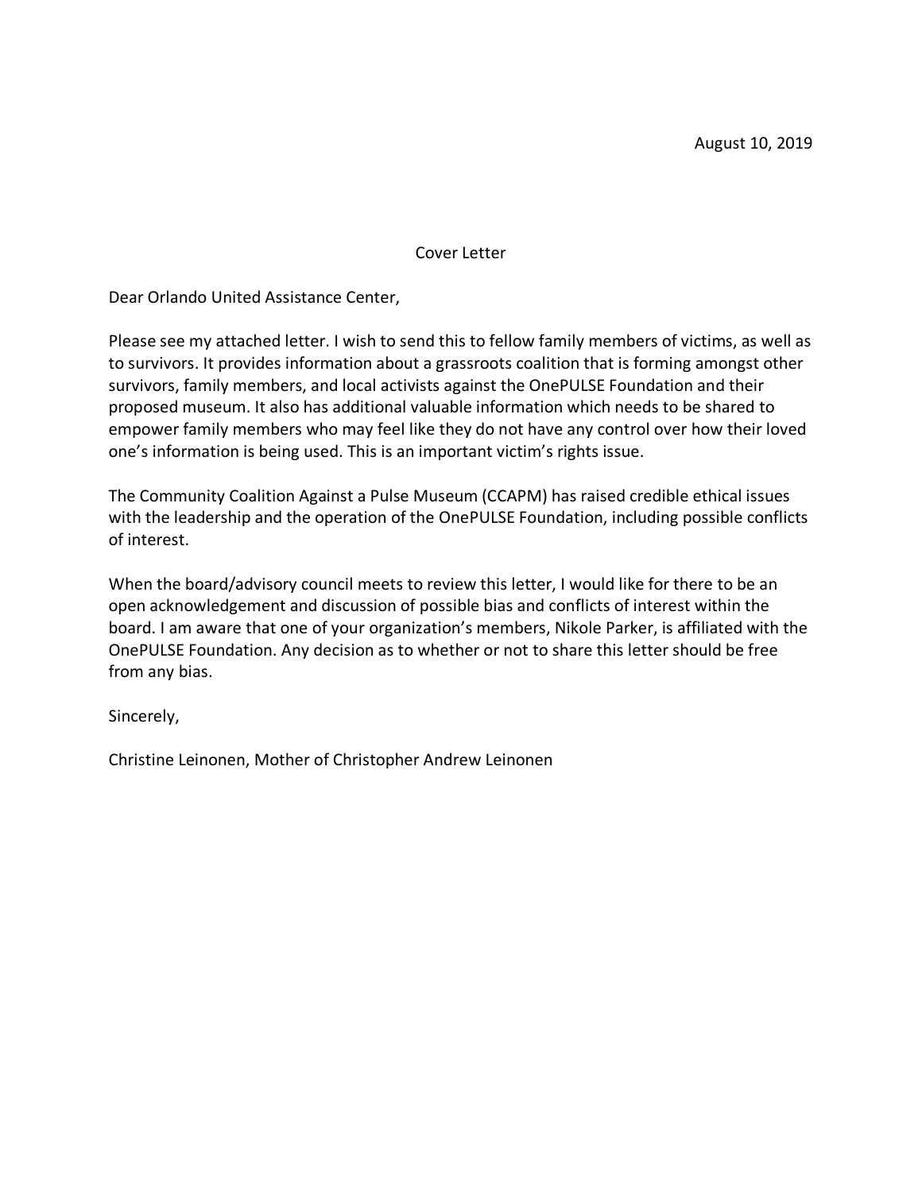August 10, 2019

Cover Letter

Dear Orlando United Assistance Center,

Please see my attached letter. I wish to send this to fellow family members of victims, as well as to survivors. It provides information about a grassroots coalition that is forming amongst other survivors, family members, and local activists against the OnePULSE Foundation and their proposed museum. It also has additional valuable information which needs to be shared to empower family members who may feel like they do not have any control over how their loved one's information is being used. This is an important victim's rights issue.

The Community Coalition Against a Pulse Museum (CCAPM) has raised credible ethical issues with the leadership and the operation of the OnePULSE Foundation, including possible conflicts of interest.

When the board/advisory council meets to review this letter, I would like for there to be an open acknowledgement and discussion of possible bias and conflicts of interest within the board. I am aware that one of your organization's members, Nikole Parker, is affiliated with the OnePULSE Foundation. Any decision as to whether or not to share this letter should be free from any bias.

Sincerely,

Christine Leinonen, Mother of Christopher Andrew Leinonen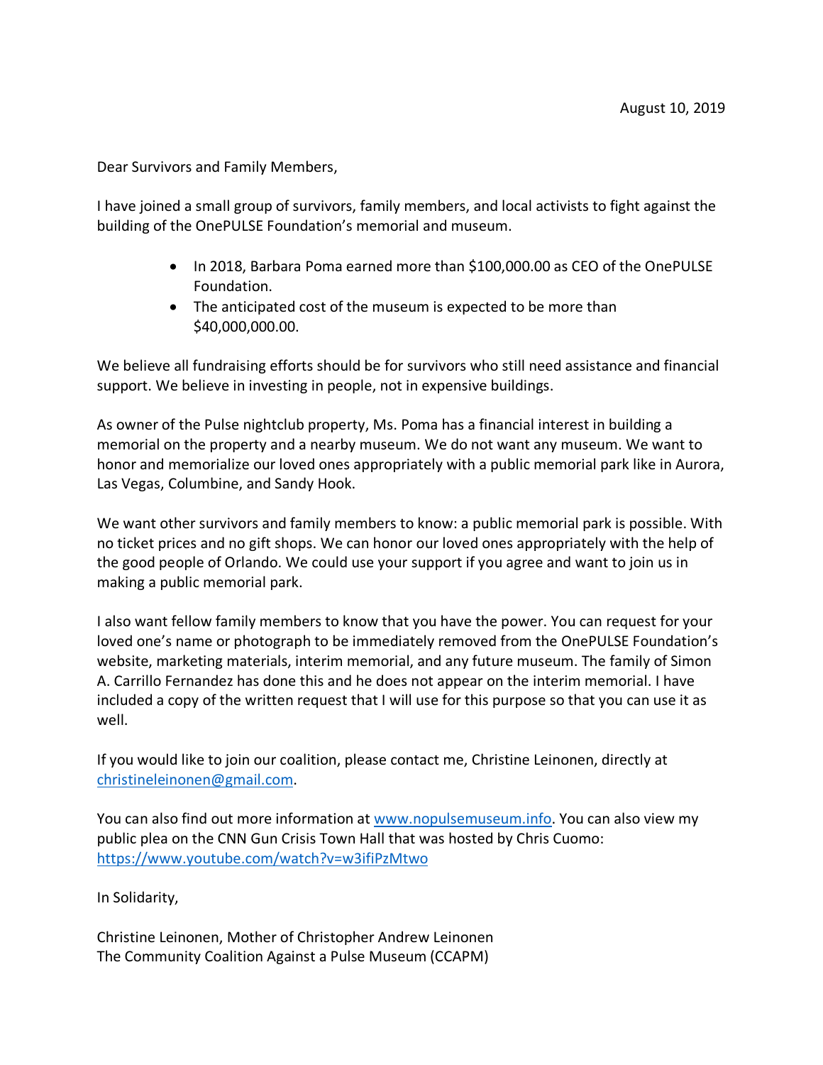August 10, 2019

Dear Survivors and Family Members,

I have joined a small group of survivors, family members, and local activists to fight against the building of the OnePULSE Foundation's memorial and museum.

- In 2018, Barbara Poma earned more than $100,000.00 as CEO of the OnePULSE Foundation.
- The anticipated cost of the museum is expected to be more than $40,000,000.00.

We believe all fundraising efforts should be for survivors who still need assistance and financial support. We believe in investing in people, not in expensive buildings.

As owner of the Pulse nightclub property, Ms. Poma has a financial interest in building a memorial on the property and a nearby museum. We do not want any museum. We want to honor and memorialize our loved ones appropriately with a public memorial park like in Aurora, Las Vegas, Columbine, and Sandy Hook.

We want other survivors and family members to know: a public memorial park is possible. With no ticket prices and no gift shops. We can honor our loved ones appropriately with the help of the good people of Orlando. We could use your support if you agree and want to join us in making a public memorial park.

I also want fellow family members to know that you have the power. You can request for your loved one's name or photograph to be immediately removed from the OnePULSE Foundation's website, marketing materials, interim memorial, and any future museum. The family of Simon A. Carrillo Fernandez has done this and he does not appear on the interim memorial. I have included a copy of the written request that I will use for this purpose so that you can use it as well.

If you would like to join our coalition, please contact me, Christine Leinonen, directly at [christineleinonen@gmail.com](mailto:christineleinonen@gmail.com).

You can also find out more information at [www.nopulsemuseum.info](http://www.nopulsemuseum.info). You can also view my public plea on the CNN Gun Crisis Town Hall that was hosted by Chris Cuomo: [https://www.youtube.com/watch?v=w3ifiPzMtwo](https://www.youtube.com/watch?v=w3ifiPzMtwo)

In Solidarity,

Christine Leinonen, Mother of Christopher Andrew Leinonen
The Community Coalition Against a Pulse Museum (CCAPM)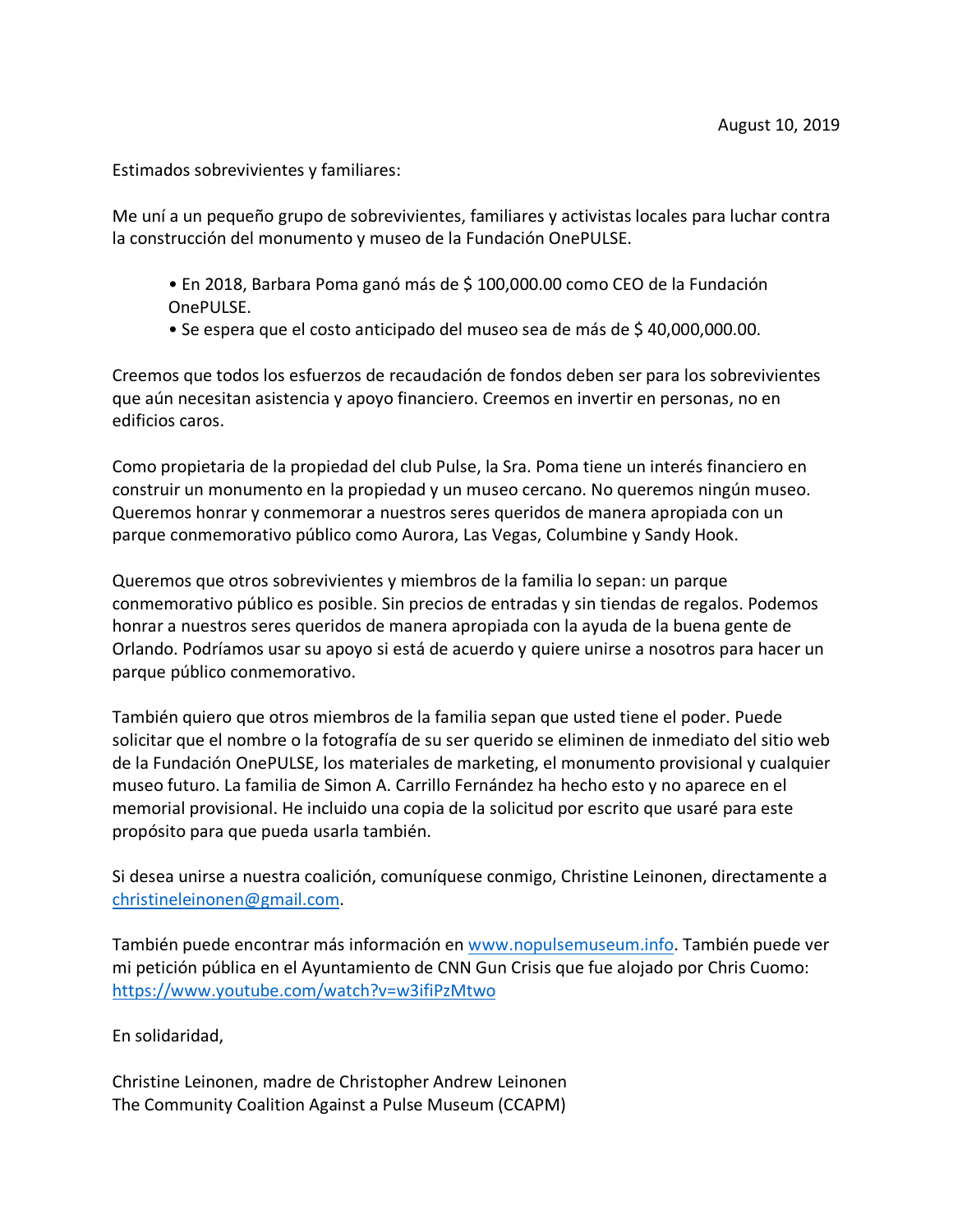August 10, 2019

Estimados sobrevivientes y familiares:

Me uní a un pequeño grupo de sobrevivientes, familiares y activistas locales para luchar contra la construcción del monumento y museo de la Fundación OnePULSE.

- En 2018, Barbara Poma ganó más de $ 100,000.00 como CEO de la Fundación OnePULSE.
- Se espera que el costo anticipado del museo sea de más de $ 40,000,000.00.

Creemos que todos los esfuerzos de recaudación de fondos deben ser para los sobrevivientes que aún necesitan asistencia y apoyo financiero. Creemos en invertir en personas, no en edificios caros.

Como propietaria de la propiedad del club Pulse, la Sra. Poma tiene un interés financiero en construir un monumento en la propiedad y un museo cercano. No queremos ningún museo. Queremos honrar y conmemorar a nuestros seres queridos de manera apropiada con un parque conmemorativo público como Aurora, Las Vegas, Columbine y Sandy Hook.

Queremos que otros sobrevivientes y miembros de la familia lo sepan: un parque conmemorativo público es posible. Sin precios de entradas y sin tiendas de regalos. Podemos honrar a nuestros seres queridos de manera apropiada con la ayuda de la buena gente de Orlando. Podríamos usar su apoyo si está de acuerdo y quiere unirse a nosotros para hacer un parque público conmemorativo.

También quiero que otros miembros de la familia sepan que usted tiene el poder. Puede solicitar que el nombre o la fotografía de su ser querido se eliminen de inmediato del sitio web de la Fundación OnePULSE, los materiales de marketing, el monumento provisional y cualquier museo futuro. La familia de Simon A. Carrillo Fernández ha hecho esto y no aparece en el memorial provisional. He incluido una copia de la solicitud por escrito que usaré para este propósito para que pueda usarla también.

Si desea unirse a nuestra coalición, comuníquese conmigo, Christine Leinonen, directamente a christineleinonen@gmail.com.

También puede encontrar más información en www.nopulsemuseum.info. También puede ver mi petición pública en el Ayuntamiento de CNN Gun Crisis que fue alojado por Chris Cuomo: https://www.youtube.com/watch?v=w3ifiPzMtwo

En solidaridad,

Christine Leinonen, madre de Christopher Andrew Leinonen
The Community Coalition Against a Pulse Museum (CCAPM)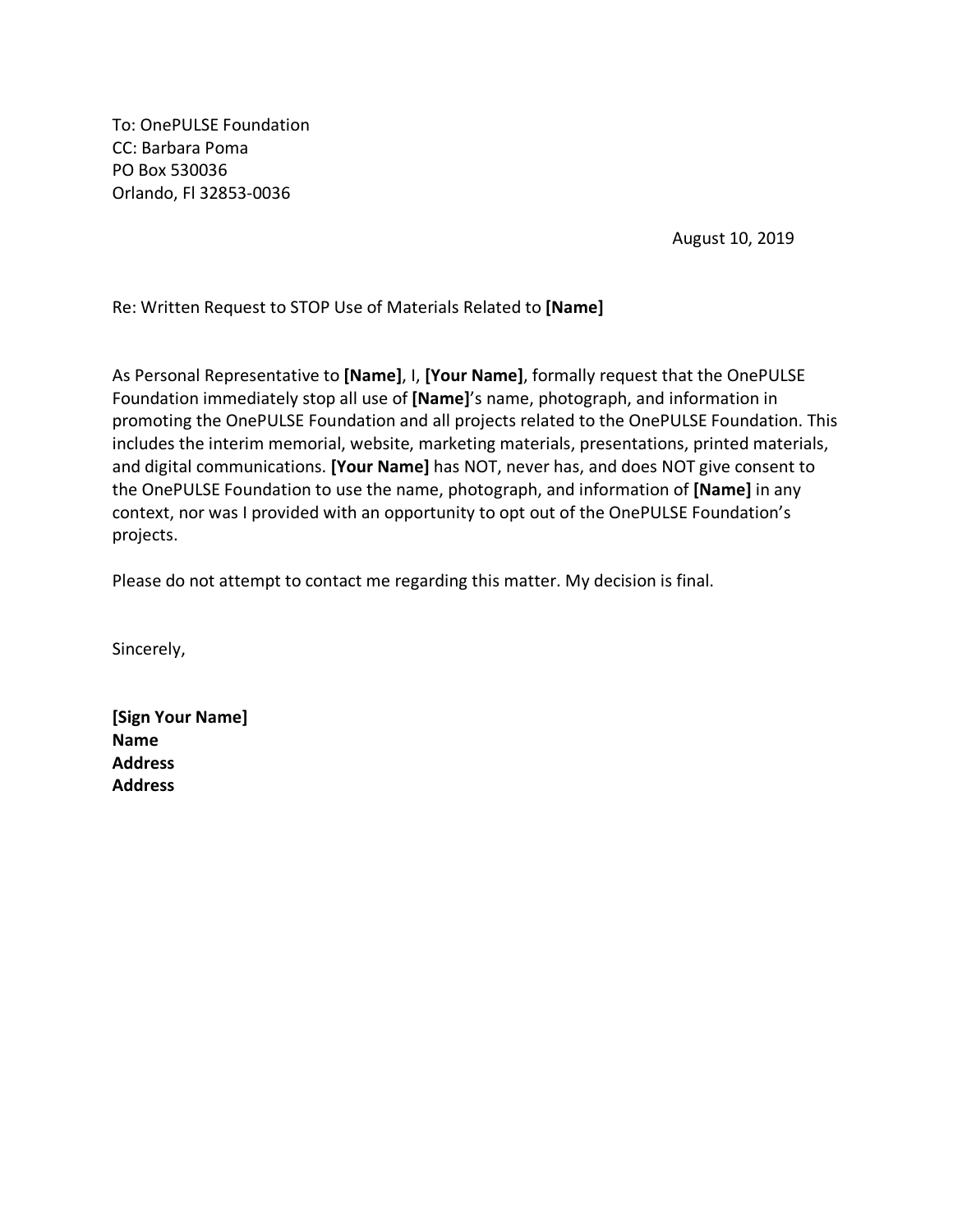To: OnePULSE Foundation
CC: Barbara Poma
PO Box 530036
Orlando, Fl 32853-0036

August 10, 2019

Re: Written Request to STOP Use of Materials Related to **[Name]**

As Personal Representative to **[Name]**, I, **[Your Name]**, formally request that the OnePULSE Foundation immediately stop all use of **[Name]**'s name, photograph, and information in promoting the OnePULSE Foundation and all projects related to the OnePULSE Foundation. This includes the interim memorial, website, marketing materials, presentations, printed materials, and digital communications. **[Your Name]** has NOT, never has, and does NOT give consent to the OnePULSE Foundation to use the name, photograph, and information of **[Name]** in any context, nor was I provided with an opportunity to opt out of the OnePULSE Foundation's projects.

Please do not attempt to contact me regarding this matter. My decision is final.

Sincerely,

**[Sign Your Name]**
**Name**
**Address**
**Address**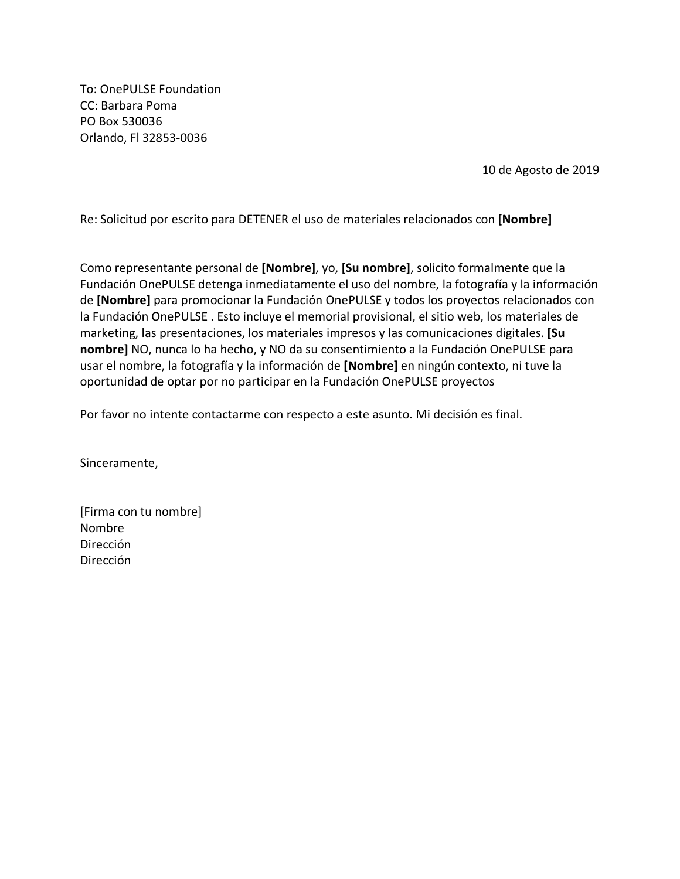To: OnePULSE Foundation
CC: Barbara Poma
PO Box 530036
Orlando, Fl 32853-0036

10 de Agosto de 2019

Re: Solicitud por escrito para DETENER el uso de materiales relacionados con **[Nombre]**

Como representante personal de **[Nombre]**, yo, **[Su nombre]**, solicito formalmente que la Fundación OnePULSE detenga inmediatamente el uso del nombre, la fotografía y la información de **[Nombre]** para promocionar la Fundación OnePULSE y todos los proyectos relacionados con la Fundación OnePULSE . Esto incluye el memorial provisional, el sitio web, los materiales de marketing, las presentaciones, los materiales impresos y las comunicaciones digitales. **[Su nombre]** NO, nunca lo ha hecho, y NO da su consentimiento a la Fundación OnePULSE para usar el nombre, la fotografía y la información de **[Nombre]** en ningún contexto, ni tuve la oportunidad de optar por no participar en la Fundación OnePULSE proyectos

Por favor no intente contactarme con respecto a este asunto. Mi decisión es final.

Sinceramente,

[Firma con tu nombre]
Nombre
Dirección
Dirección